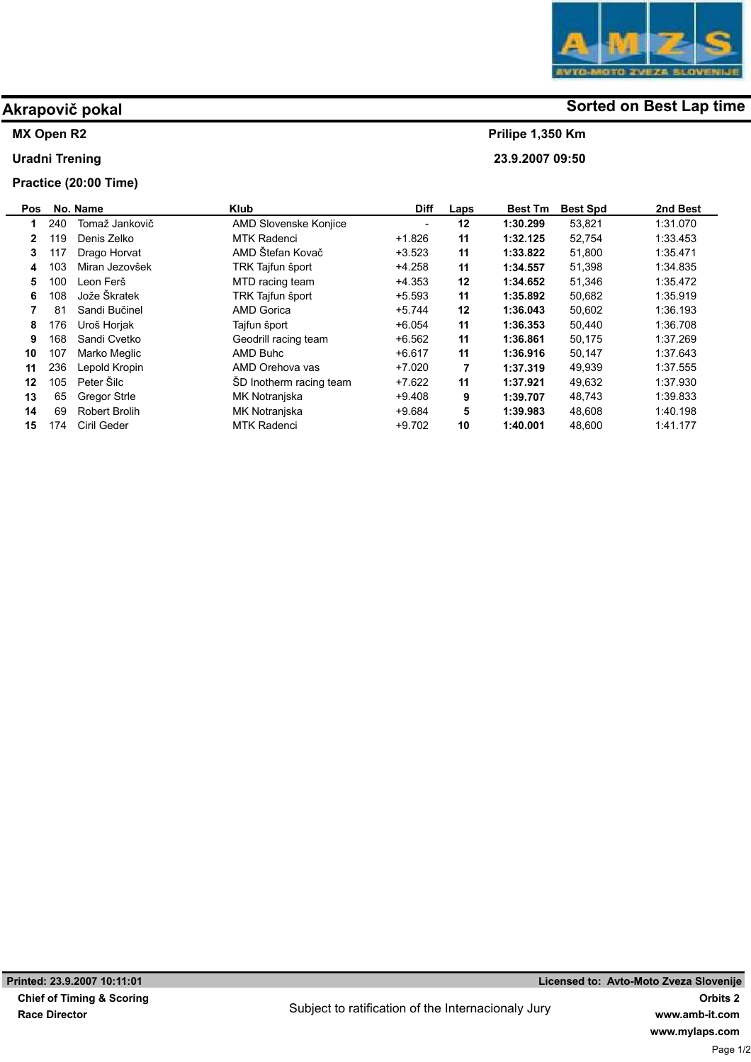## Akrapovič pokal

**Sorted on Best Lap time**

**MX Open R2** — **Prilipe 1,350 Km**

**Uradni Trening** — **23.9.2007 09:50**

**Practice (20:00 Time)**

| Pos | No. | Name | Klub | Diff | Laps | Best Tm | Best Spd | 2nd Best |
|---|---|---|---|---|---|---|---|---|
| 1 | 240 | Tomaž Jankovič | AMD Slovenske Konjice | - | 12 | 1:30.299 | 53,821 | 1:31.070 |
| 2 | 119 | Denis Zelko | MTK Radenci | +1.826 | 11 | 1:32.125 | 52,754 | 1:33.453 |
| 3 | 117 | Drago Horvat | AMD Štefan Kovač | +3.523 | 11 | 1:33.822 | 51,800 | 1:35.471 |
| 4 | 103 | Miran Jezovšek | TRK Tajfun šport | +4.258 | 11 | 1:34.557 | 51,398 | 1:34.835 |
| 5 | 100 | Leon Ferš | MTD racing team | +4.353 | 12 | 1:34.652 | 51,346 | 1:35.472 |
| 6 | 108 | Jože Škratek | TRK Tajfun šport | +5.593 | 11 | 1:35.892 | 50,682 | 1:35.919 |
| 7 | 81 | Sandi Bučinel | AMD Gorica | +5.744 | 12 | 1:36.043 | 50,602 | 1:36.193 |
| 8 | 176 | Uroš Horjak | Tajfun šport | +6.054 | 11 | 1:36.353 | 50,440 | 1:36.708 |
| 9 | 168 | Sandi Cvetko | Geodrill racing team | +6.562 | 11 | 1:36.861 | 50,175 | 1:37.269 |
| 10 | 107 | Marko Meglic | AMD Buhc | +6.617 | 11 | 1:36.916 | 50,147 | 1:37.643 |
| 11 | 236 | Lepold Kropin | AMD Orehova vas | +7.020 | 7 | 1:37.319 | 49,939 | 1:37.555 |
| 12 | 105 | Peter Šilc | ŠD Inotherm racing team | +7.622 | 11 | 1:37.921 | 49,632 | 1:37.930 |
| 13 | 65 | Gregor Strle | MK Notranjska | +9.408 | 9 | 1:39.707 | 48,743 | 1:39.833 |
| 14 | 69 | Robert Brolih | MK Notranjska | +9.684 | 5 | 1:39.983 | 48,608 | 1:40.198 |
| 15 | 174 | Ciril Geder | MTK Radenci | +9.702 | 10 | 1:40.001 | 48,600 | 1:41.177 |

**Printed: 23.9.2007 10:11:01** — **Licensed to: Avto-Moto Zveza Slovenije**

**Chief of Timing & Scoring**

**Race Director**

Subject to ratification of the Internacionaly Jury

**Orbits 2**

**www.amb-it.com**

**www.mylaps.com**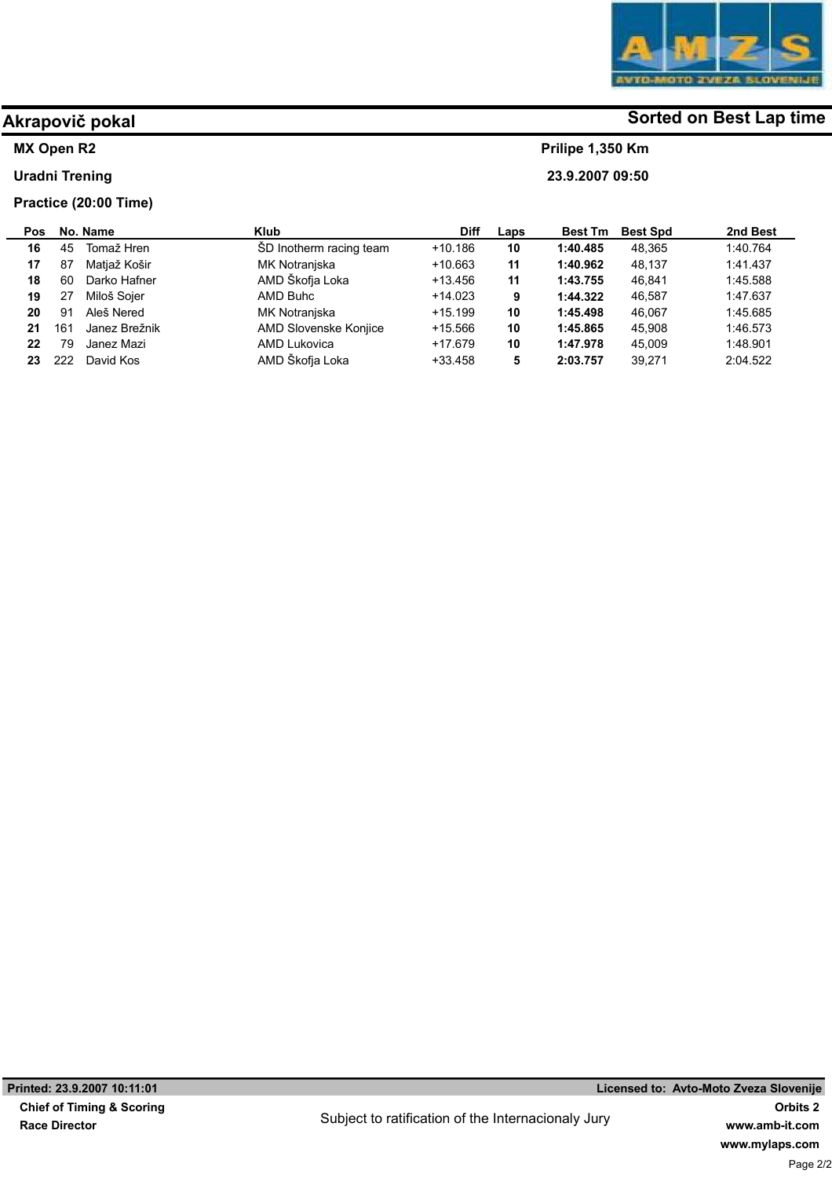## Akrapovič pokal

**Sorted on Best Lap time**

**MX Open R2** — **Prilipe 1,350 Km**

**Uradni Trening** — **23.9.2007 09:50**

**Practice (20:00 Time)**

| Pos | No. | Name | Klub | Diff | Laps | Best Tm | Best Spd | 2nd Best |
|---|---|---|---|---|---|---|---|---|
| **16** | 45 | Tomaž Hren | ŠD Inotherm racing team | +10.186 | **10** | **1:40.485** | 48,365 | 1:40.764 |
| **17** | 87 | Matjaž Košir | MK Notranjska | +10.663 | **11** | **1:40.962** | 48,137 | 1:41.437 |
| **18** | 60 | Darko Hafner | AMD Škofja Loka | +13.456 | **11** | **1:43.755** | 46,841 | 1:45.588 |
| **19** | 27 | Miloš Sojer | AMD Buhc | +14.023 | **9** | **1:44.322** | 46,587 | 1:47.637 |
| **20** | 91 | Aleš Nered | MK Notranjska | +15.199 | **10** | **1:45.498** | 46,067 | 1:45.685 |
| **21** | 161 | Janez Brežnik | AMD Slovenske Konjice | +15.566 | **10** | **1:45.865** | 45,908 | 1:46.573 |
| **22** | 79 | Janez Mazi | AMD Lukovica | +17.679 | **10** | **1:47.978** | 45,009 | 1:48.901 |
| **23** | 222 | David Kos | AMD Škofja Loka | +33.458 | **5** | **2:03.757** | 39,271 | 2:04.522 |

**Printed: 23.9.2007 10:11:01** — **Licensed to: Avto-Moto Zveza Slovenije**

**Chief of Timing & Scoring**

**Race Director**

Subject to ratification of the Internacionaly Jury

**Orbits 2**
**www.amb-it.com**
**www.mylaps.com**